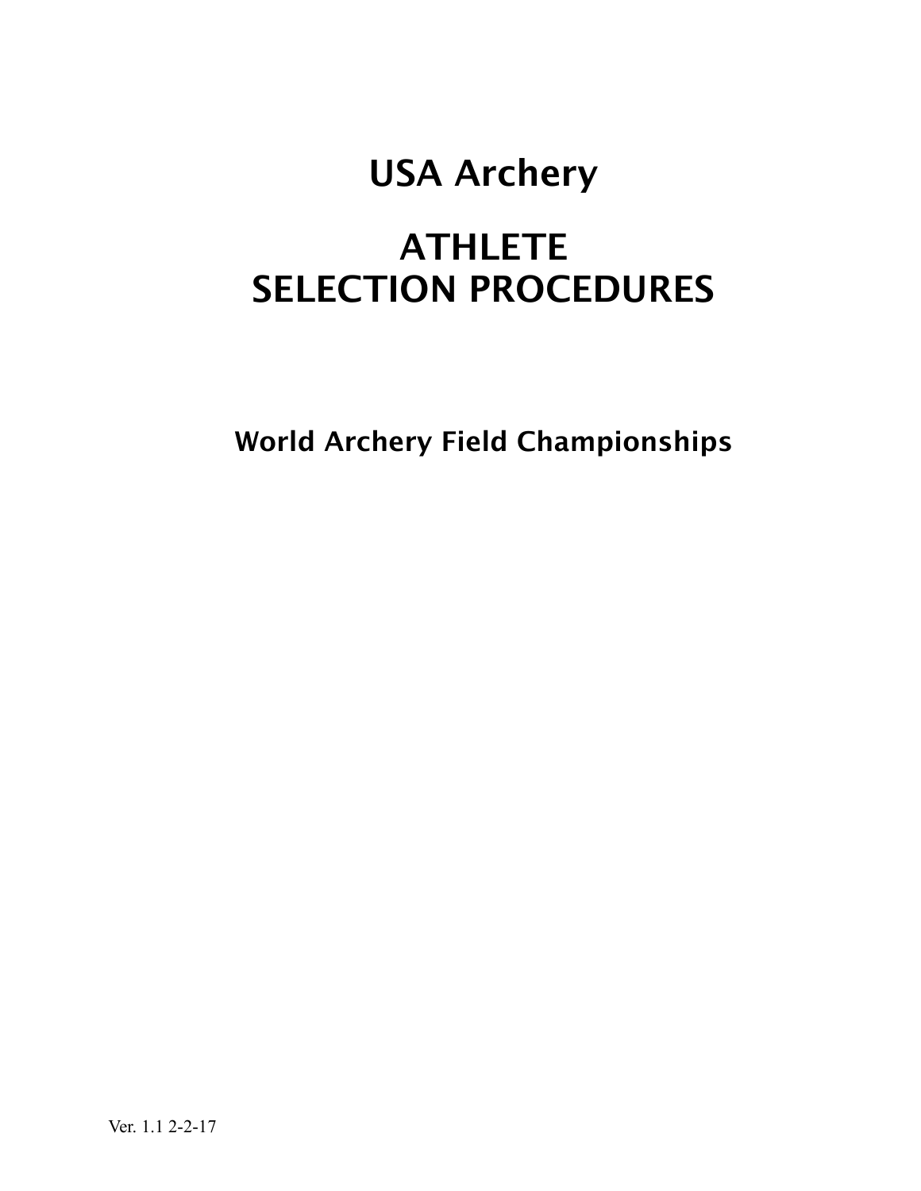# USA Archery

# ATHLETE SELECTION PROCEDURES

## World Archery Field Championships

Ver. 1.1 2-2-17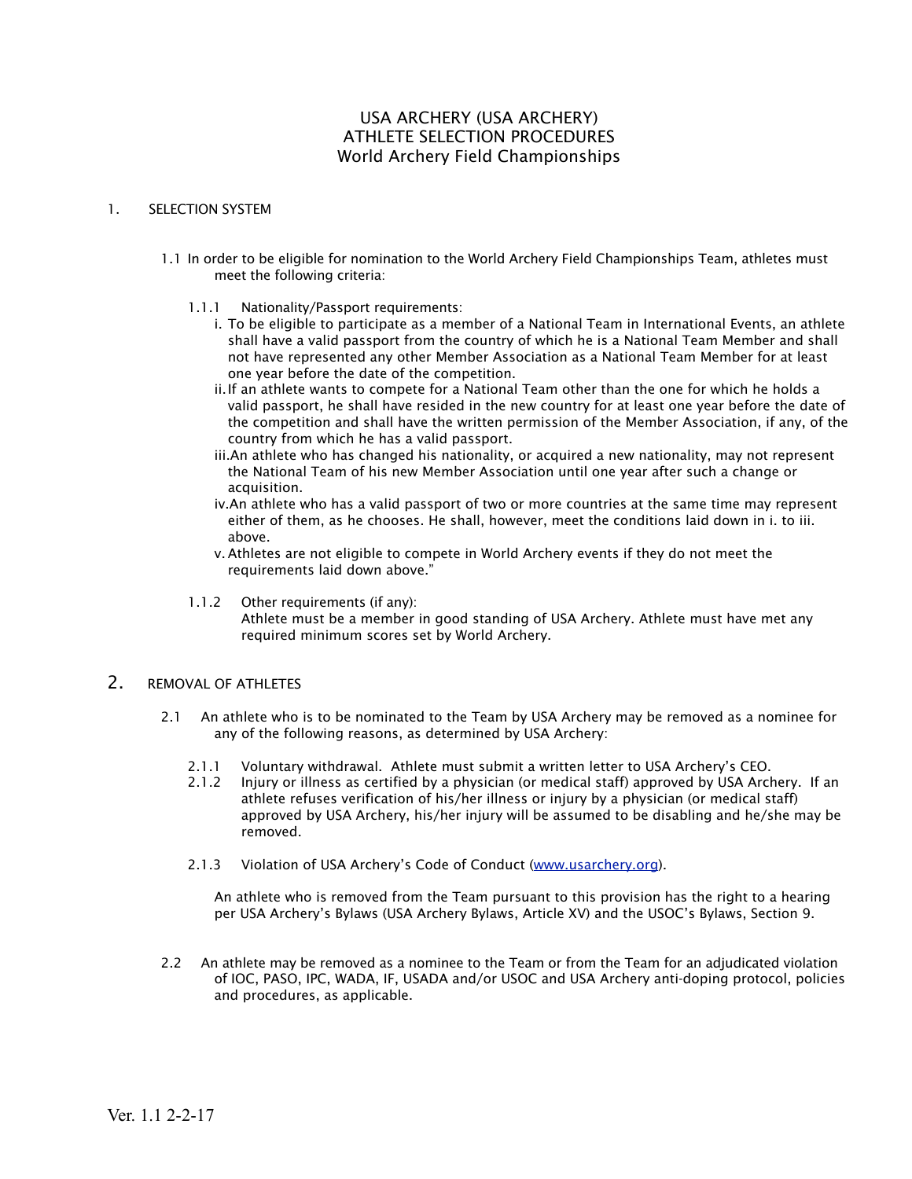# USA ARCHERY (USA ARCHERY)
# ATHLETE SELECTION PROCEDURES
# World Archery Field Championships

## 1. SELECTION SYSTEM

1.1 In order to be eligible for nomination to the World Archery Field Championships Team, athletes must meet the following criteria:

1.1.1 Nationality/Passport requirements:

i. To be eligible to participate as a member of a National Team in International Events, an athlete shall have a valid passport from the country of which he is a National Team Member and shall not have represented any other Member Association as a National Team Member for at least one year before the date of the competition.

ii. If an athlete wants to compete for a National Team other than the one for which he holds a valid passport, he shall have resided in the new country for at least one year before the date of the competition and shall have the written permission of the Member Association, if any, of the country from which he has a valid passport.

iii. An athlete who has changed his nationality, or acquired a new nationality, may not represent the National Team of his new Member Association until one year after such a change or acquisition.

iv. An athlete who has a valid passport of two or more countries at the same time may represent either of them, as he chooses. He shall, however, meet the conditions laid down in i. to iii. above.

v. Athletes are not eligible to compete in World Archery events if they do not meet the requirements laid down above."

1.1.2 Other requirements (if any):
Athlete must be a member in good standing of USA Archery. Athlete must have met any required minimum scores set by World Archery.

## 2. REMOVAL OF ATHLETES

2.1 An athlete who is to be nominated to the Team by USA Archery may be removed as a nominee for any of the following reasons, as determined by USA Archery:

2.1.1 Voluntary withdrawal. Athlete must submit a written letter to USA Archery's CEO.

2.1.2 Injury or illness as certified by a physician (or medical staff) approved by USA Archery. If an athlete refuses verification of his/her illness or injury by a physician (or medical staff) approved by USA Archery, his/her injury will be assumed to be disabling and he/she may be removed.

2.1.3 Violation of USA Archery's Code of Conduct (www.usarchery.org).

An athlete who is removed from the Team pursuant to this provision has the right to a hearing per USA Archery's Bylaws (USA Archery Bylaws, Article XV) and the USOC's Bylaws, Section 9.

2.2 An athlete may be removed as a nominee to the Team or from the Team for an adjudicated violation of IOC, PASO, IPC, WADA, IF, USADA and/or USOC and USA Archery anti-doping protocol, policies and procedures, as applicable.

Ver. 1.1 2-2-17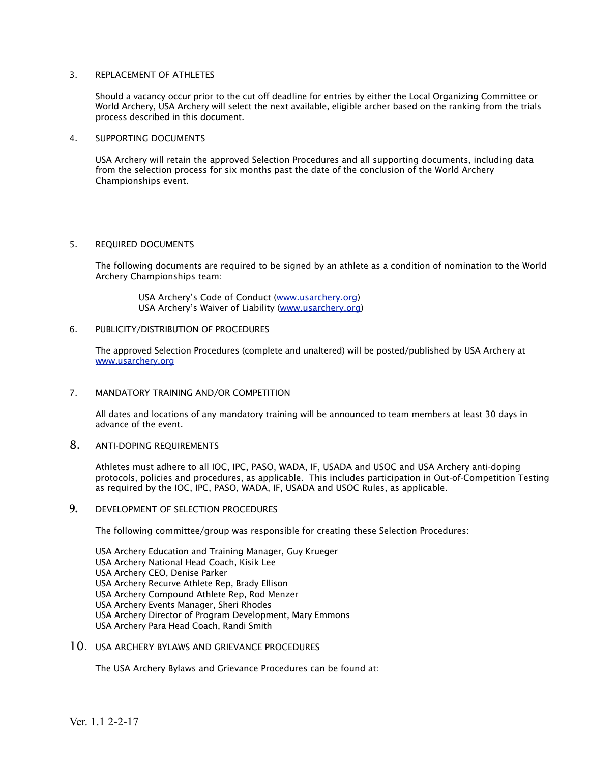3. REPLACEMENT OF ATHLETES

Should a vacancy occur prior to the cut off deadline for entries by either the Local Organizing Committee or World Archery, USA Archery will select the next available, eligible archer based on the ranking from the trials process described in this document.

4. SUPPORTING DOCUMENTS

USA Archery will retain the approved Selection Procedures and all supporting documents, including data from the selection process for six months past the date of the conclusion of the World Archery Championships event.

5. REQUIRED DOCUMENTS

The following documents are required to be signed by an athlete as a condition of nomination to the World Archery Championships team:

USA Archery's Code of Conduct (www.usarchery.org)
USA Archery's Waiver of Liability (www.usarchery.org)

6. PUBLICITY/DISTRIBUTION OF PROCEDURES

The approved Selection Procedures (complete and unaltered) will be posted/published by USA Archery at www.usarchery.org

7. MANDATORY TRAINING AND/OR COMPETITION

All dates and locations of any mandatory training will be announced to team members at least 30 days in advance of the event.

8. ANTI-DOPING REQUIREMENTS

Athletes must adhere to all IOC, IPC, PASO, WADA, IF, USADA and USOC and USA Archery anti-doping protocols, policies and procedures, as applicable. This includes participation in Out-of-Competition Testing as required by the IOC, IPC, PASO, WADA, IF, USADA and USOC Rules, as applicable.

9. DEVELOPMENT OF SELECTION PROCEDURES

The following committee/group was responsible for creating these Selection Procedures:

USA Archery Education and Training Manager, Guy Krueger
USA Archery National Head Coach, Kisik Lee
USA Archery CEO, Denise Parker
USA Archery Recurve Athlete Rep, Brady Ellison
USA Archery Compound Athlete Rep, Rod Menzer
USA Archery Events Manager, Sheri Rhodes
USA Archery Director of Program Development, Mary Emmons
USA Archery Para Head Coach, Randi Smith

10. USA ARCHERY BYLAWS AND GRIEVANCE PROCEDURES

The USA Archery Bylaws and Grievance Procedures can be found at:

Ver. 1.1 2-2-17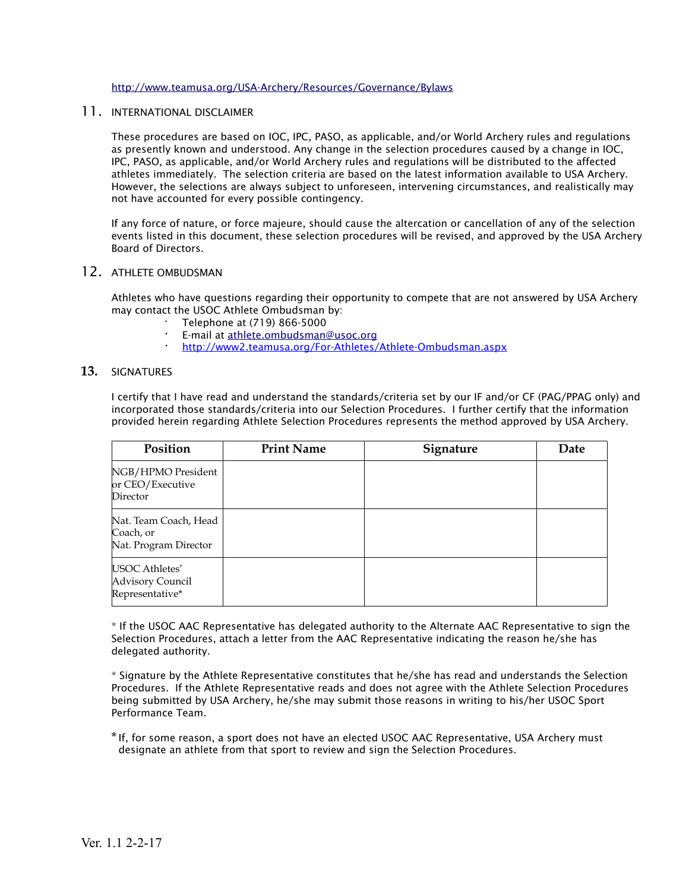http://www.teamusa.org/USA-Archery/Resources/Governance/Bylaws

## 11. INTERNATIONAL DISCLAIMER

These procedures are based on IOC, IPC, PASO, as applicable, and/or World Archery rules and regulations as presently known and understood. Any change in the selection procedures caused by a change in IOC, IPC, PASO, as applicable, and/or World Archery rules and regulations will be distributed to the affected athletes immediately. The selection criteria are based on the latest information available to USA Archery. However, the selections are always subject to unforeseen, intervening circumstances, and realistically may not have accounted for every possible contingency.

If any force of nature, or force majeure, should cause the altercation or cancellation of any of the selection events listed in this document, these selection procedures will be revised, and approved by the USA Archery Board of Directors.

## 12. ATHLETE OMBUDSMAN

Athletes who have questions regarding their opportunity to compete that are not answered by USA Archery may contact the USOC Athlete Ombudsman by:

- Telephone at (719) 866-5000
- E-mail at athlete.ombudsman@usoc.org
- http://www2.teamusa.org/For-Athletes/Athlete-Ombudsman.aspx

## 13. SIGNATURES

I certify that I have read and understand the standards/criteria set by our IF and/or CF (PAG/PPAG only) and incorporated those standards/criteria into our Selection Procedures. I further certify that the information provided herein regarding Athlete Selection Procedures represents the method approved by USA Archery.

| Position | Print Name | Signature | Date |
|---|---|---|---|
| NGB/HPMO President or CEO/Executive Director | | | |
| Nat. Team Coach, Head Coach, or Nat. Program Director | | | |
| USOC Athletes' Advisory Council Representative* | | | |

* If the USOC AAC Representative has delegated authority to the Alternate AAC Representative to sign the Selection Procedures, attach a letter from the AAC Representative indicating the reason he/she has delegated authority.

* Signature by the Athlete Representative constitutes that he/she has read and understands the Selection Procedures. If the Athlete Representative reads and does not agree with the Athlete Selection Procedures being submitted by USA Archery, he/she may submit those reasons in writing to his/her USOC Sport Performance Team.

* If, for some reason, a sport does not have an elected USOC AAC Representative, USA Archery must designate an athlete from that sport to review and sign the Selection Procedures.

Ver. 1.1 2-2-17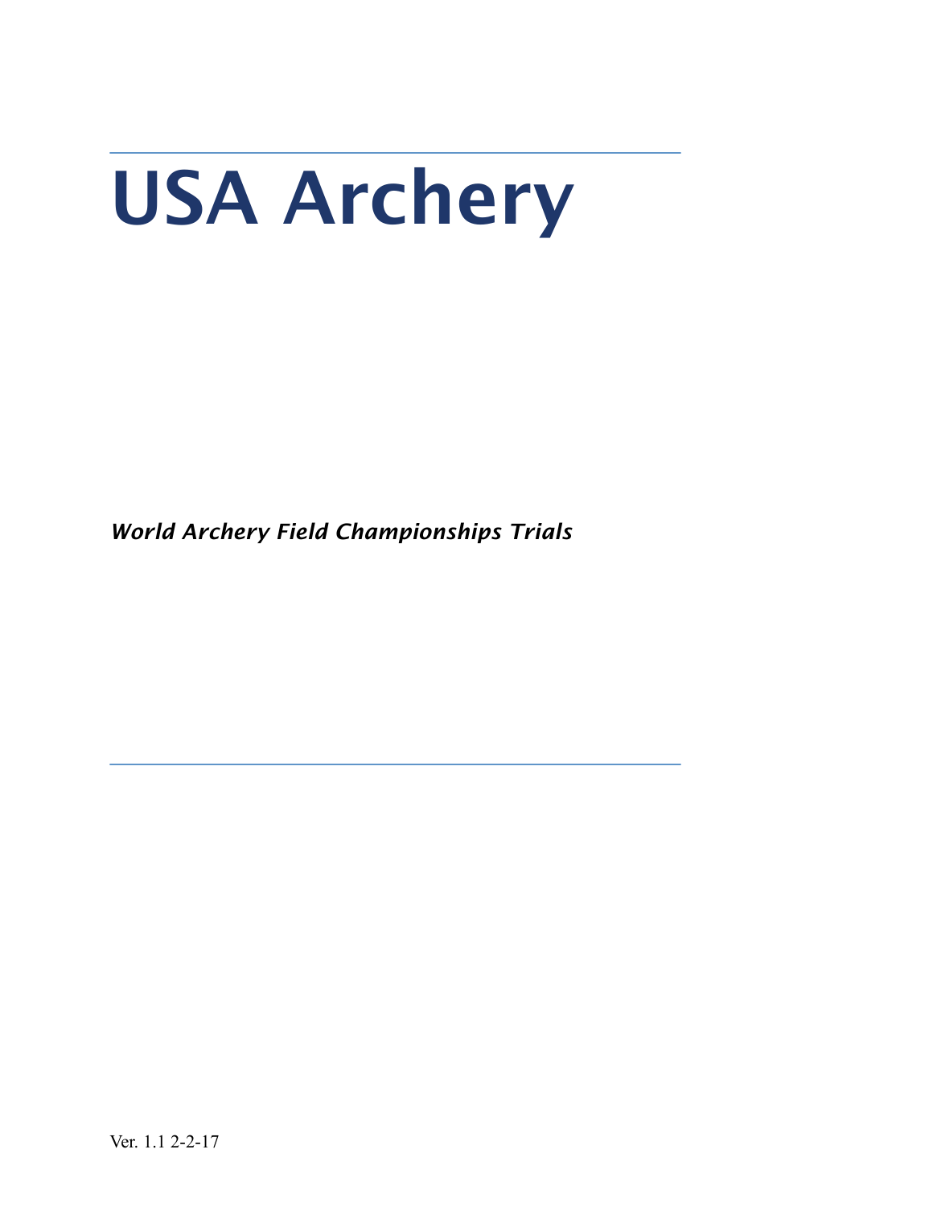# USA Archery

***World Archery Field Championships Trials***

Ver. 1.1 2-2-17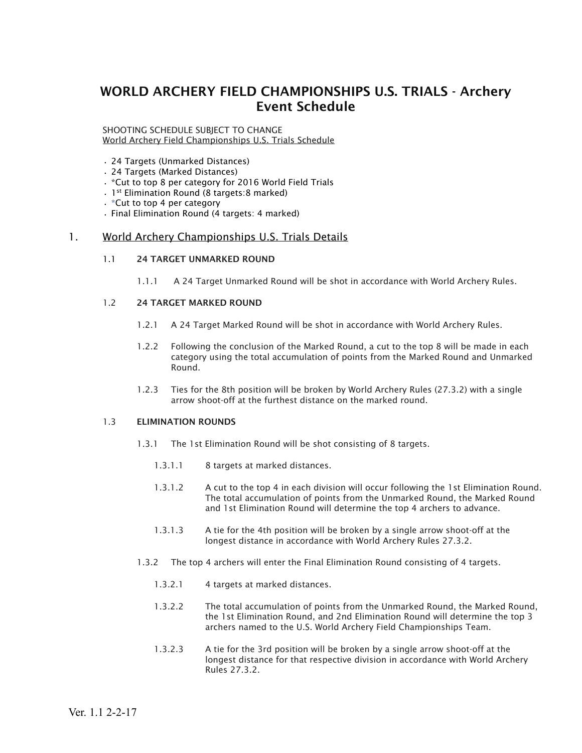# WORLD ARCHERY FIELD CHAMPIONSHIPS U.S. TRIALS - Archery Event Schedule

SHOOTING SCHEDULE SUBJECT TO CHANGE
World Archery Field Championships U.S. Trials Schedule

- 24 Targets (Unmarked Distances)
- 24 Targets (Marked Distances)
- *Cut to top 8 per category for 2016 World Field Trials
- 1st Elimination Round (8 targets:8 marked)
- *Cut to top 4 per category
- Final Elimination Round (4 targets: 4 marked)

## 1. World Archery Championships U.S. Trials Details

### 1.1 24 TARGET UNMARKED ROUND

1.1.1 A 24 Target Unmarked Round will be shot in accordance with World Archery Rules.

### 1.2 24 TARGET MARKED ROUND

1.2.1 A 24 Target Marked Round will be shot in accordance with World Archery Rules.

1.2.2 Following the conclusion of the Marked Round, a cut to the top 8 will be made in each category using the total accumulation of points from the Marked Round and Unmarked Round.

1.2.3 Ties for the 8th position will be broken by World Archery Rules (27.3.2) with a single arrow shoot-off at the furthest distance on the marked round.

### 1.3 ELIMINATION ROUNDS

1.3.1 The 1st Elimination Round will be shot consisting of 8 targets.

1.3.1.1 8 targets at marked distances.

1.3.1.2 A cut to the top 4 in each division will occur following the 1st Elimination Round. The total accumulation of points from the Unmarked Round, the Marked Round and 1st Elimination Round will determine the top 4 archers to advance.

1.3.1.3 A tie for the 4th position will be broken by a single arrow shoot-off at the longest distance in accordance with World Archery Rules 27.3.2.

1.3.2 The top 4 archers will enter the Final Elimination Round consisting of 4 targets.

1.3.2.1 4 targets at marked distances.

1.3.2.2 The total accumulation of points from the Unmarked Round, the Marked Round, the 1st Elimination Round, and 2nd Elimination Round will determine the top 3 archers named to the U.S. World Archery Field Championships Team.

1.3.2.3 A tie for the 3rd position will be broken by a single arrow shoot-off at the longest distance for that respective division in accordance with World Archery Rules 27.3.2.

Ver. 1.1 2-2-17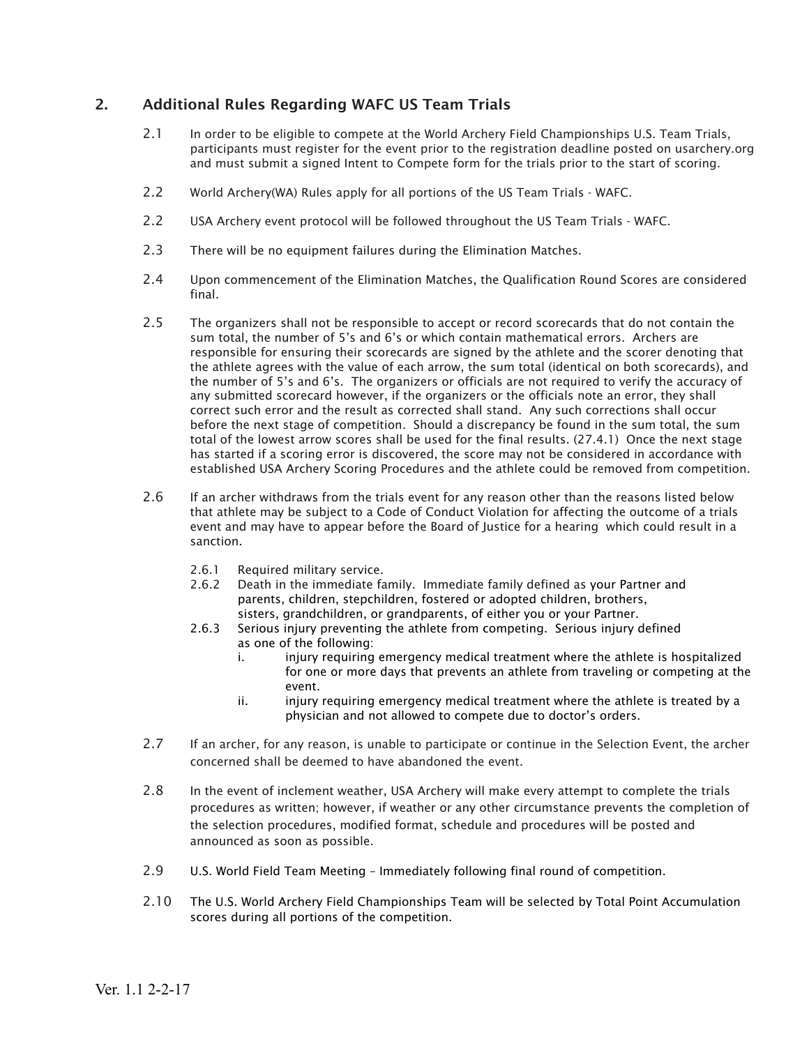## 2. Additional Rules Regarding WAFC US Team Trials

2.1 In order to be eligible to compete at the World Archery Field Championships U.S. Team Trials, participants must register for the event prior to the registration deadline posted on usarchery.org and must submit a signed Intent to Compete form for the trials prior to the start of scoring.

2.2 World Archery(WA) Rules apply for all portions of the US Team Trials - WAFC.

2.2 USA Archery event protocol will be followed throughout the US Team Trials - WAFC.

2.3 There will be no equipment failures during the Elimination Matches.

2.4 Upon commencement of the Elimination Matches, the Qualification Round Scores are considered final.

2.5 The organizers shall not be responsible to accept or record scorecards that do not contain the sum total, the number of 5's and 6's or which contain mathematical errors. Archers are responsible for ensuring their scorecards are signed by the athlete and the scorer denoting that the athlete agrees with the value of each arrow, the sum total (identical on both scorecards), and the number of 5's and 6's. The organizers or officials are not required to verify the accuracy of any submitted scorecard however, if the organizers or the officials note an error, they shall correct such error and the result as corrected shall stand. Any such corrections shall occur before the next stage of competition. Should a discrepancy be found in the sum total, the sum total of the lowest arrow scores shall be used for the final results. (27.4.1) Once the next stage has started if a scoring error is discovered, the score may not be considered in accordance with established USA Archery Scoring Procedures and the athlete could be removed from competition.

2.6 If an archer withdraws from the trials event for any reason other than the reasons listed below that athlete may be subject to a Code of Conduct Violation for affecting the outcome of a trials event and may have to appear before the Board of Justice for a hearing which could result in a sanction.

- 2.6.1 Required military service.
- 2.6.2 Death in the immediate family. Immediate family defined as your Partner and parents, children, stepchildren, fostered or adopted children, brothers, sisters, grandchildren, or grandparents, of either you or your Partner.
- 2.6.3 Serious injury preventing the athlete from competing. Serious injury defined as one of the following:
  - i. injury requiring emergency medical treatment where the athlete is hospitalized for one or more days that prevents an athlete from traveling or competing at the event.
  - ii. injury requiring emergency medical treatment where the athlete is treated by a physician and not allowed to compete due to doctor's orders.

2.7 If an archer, for any reason, is unable to participate or continue in the Selection Event, the archer concerned shall be deemed to have abandoned the event.

2.8 In the event of inclement weather, USA Archery will make every attempt to complete the trials procedures as written; however, if weather or any other circumstance prevents the completion of the selection procedures, modified format, schedule and procedures will be posted and announced as soon as possible.

2.9 U.S. World Field Team Meeting – Immediately following final round of competition.

2.10 The U.S. World Archery Field Championships Team will be selected by Total Point Accumulation scores during all portions of the competition.

Ver. 1.1 2-2-17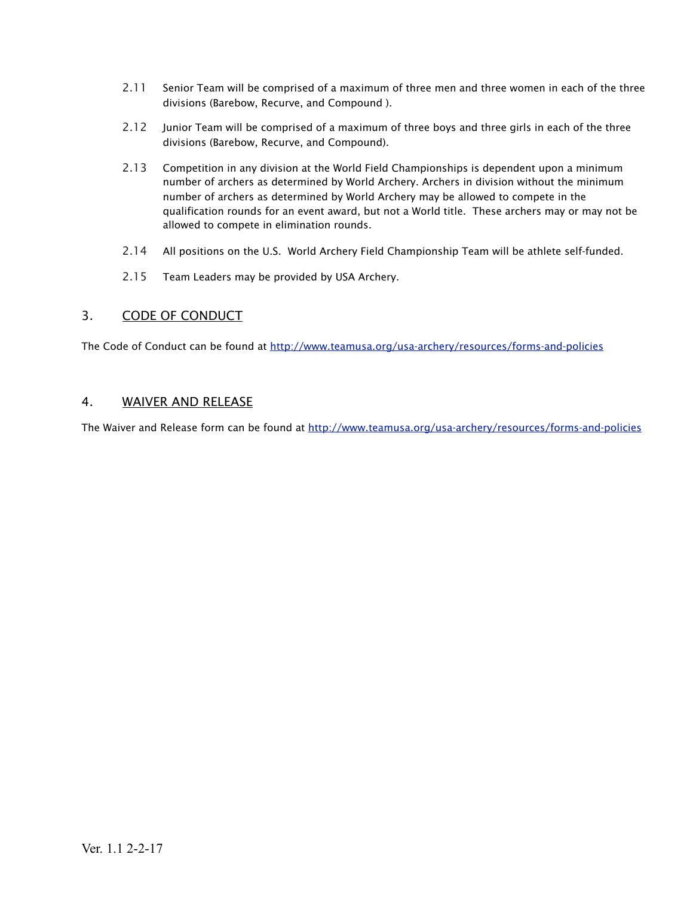2.11 Senior Team will be comprised of a maximum of three men and three women in each of the three divisions (Barebow, Recurve, and Compound ).

2.12 Junior Team will be comprised of a maximum of three boys and three girls in each of the three divisions (Barebow, Recurve, and Compound).

2.13 Competition in any division at the World Field Championships is dependent upon a minimum number of archers as determined by World Archery. Archers in division without the minimum number of archers as determined by World Archery may be allowed to compete in the qualification rounds for an event award, but not a World title. These archers may or may not be allowed to compete in elimination rounds.

2.14 All positions on the U.S. World Archery Field Championship Team will be athlete self-funded.

2.15 Team Leaders may be provided by USA Archery.

## 3. CODE OF CONDUCT

The Code of Conduct can be found at http://www.teamusa.org/usa-archery/resources/forms-and-policies

## 4. WAIVER AND RELEASE

The Waiver and Release form can be found at http://www.teamusa.org/usa-archery/resources/forms-and-policies

Ver. 1.1 2-2-17